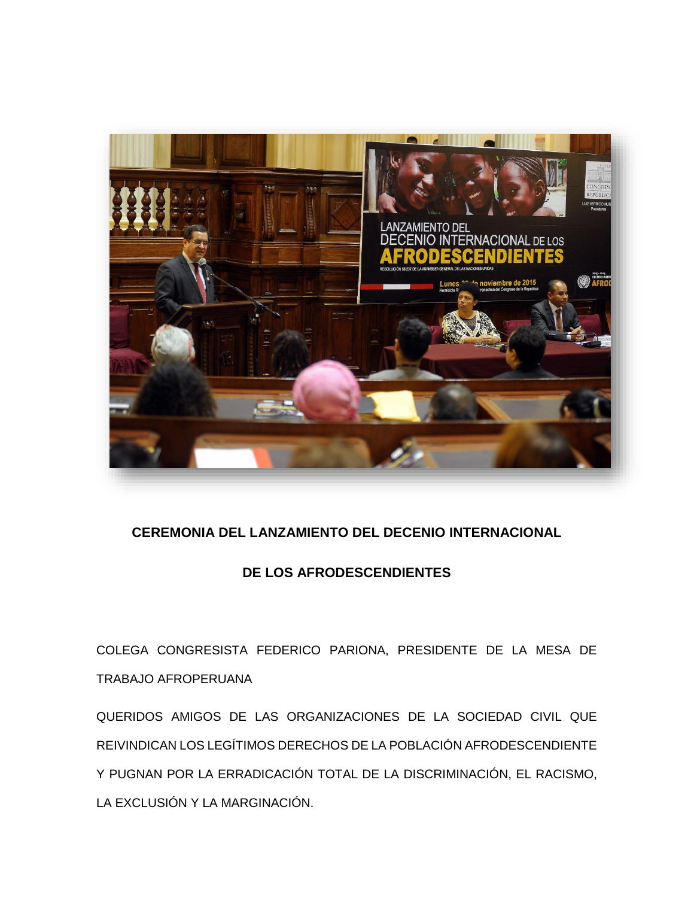## CEREMONIA DEL LANZAMIENTO DEL DECENIO INTERNACIONAL DE LOS AFRODESCENDIENTES

COLEGA CONGRESISTA FEDERICO PARIONA, PRESIDENTE DE LA MESA DE TRABAJO AFROPERUANA

QUERIDOS AMIGOS DE LAS ORGANIZACIONES DE LA SOCIEDAD CIVIL QUE REIVINDICAN LOS LEGÍTIMOS DERECHOS DE LA POBLACIÓN AFRODESCENDIENTE Y PUGNAN POR LA ERRADICACIÓN TOTAL DE LA DISCRIMINACIÓN, EL RACISMO, LA EXCLUSIÓN Y LA MARGINACIÓN.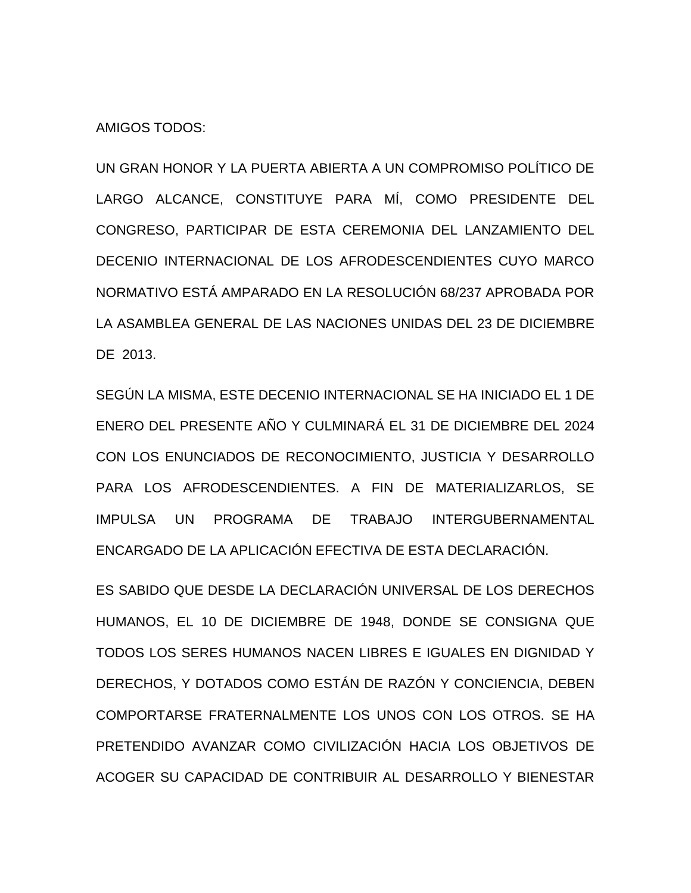AMIGOS TODOS:

UN GRAN HONOR Y LA PUERTA ABIERTA A UN COMPROMISO POLÍTICO DE LARGO ALCANCE, CONSTITUYE PARA MÍ, COMO PRESIDENTE DEL CONGRESO, PARTICIPAR DE ESTA CEREMONIA DEL LANZAMIENTO DEL DECENIO INTERNACIONAL DE LOS AFRODESCENDIENTES CUYO MARCO NORMATIVO ESTÁ AMPARADO EN LA RESOLUCIÓN 68/237 APROBADA POR LA ASAMBLEA GENERAL DE LAS NACIONES UNIDAS DEL 23 DE DICIEMBRE DE 2013.

SEGÚN LA MISMA, ESTE DECENIO INTERNACIONAL SE HA INICIADO EL 1 DE ENERO DEL PRESENTE AÑO Y CULMINARÁ EL 31 DE DICIEMBRE DEL 2024 CON LOS ENUNCIADOS DE RECONOCIMIENTO, JUSTICIA Y DESARROLLO PARA LOS AFRODESCENDIENTES. A FIN DE MATERIALIZARLOS, SE IMPULSA UN PROGRAMA DE TRABAJO INTERGUBERNAMENTAL ENCARGADO DE LA APLICACIÓN EFECTIVA DE ESTA DECLARACIÓN.

ES SABIDO QUE DESDE LA DECLARACIÓN UNIVERSAL DE LOS DERECHOS HUMANOS, EL 10 DE DICIEMBRE DE 1948, DONDE SE CONSIGNA QUE TODOS LOS SERES HUMANOS NACEN LIBRES E IGUALES EN DIGNIDAD Y DERECHOS, Y DOTADOS COMO ESTÁN DE RAZÓN Y CONCIENCIA, DEBEN COMPORTARSE FRATERNALMENTE LOS UNOS CON LOS OTROS. SE HA PRETENDIDO AVANZAR COMO CIVILIZACIÓN HACIA LOS OBJETIVOS DE ACOGER SU CAPACIDAD DE CONTRIBUIR AL DESARROLLO Y BIENESTAR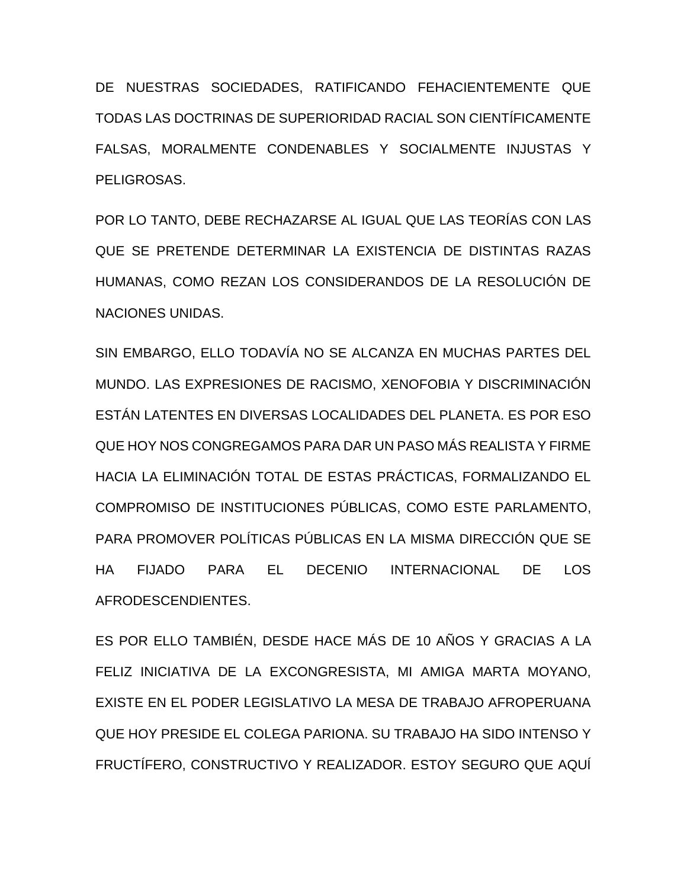DE NUESTRAS SOCIEDADES, RATIFICANDO FEHACIENTEMENTE QUE TODAS LAS DOCTRINAS DE SUPERIORIDAD RACIAL SON CIENTÍFICAMENTE FALSAS, MORALMENTE CONDENABLES Y SOCIALMENTE INJUSTAS Y PELIGROSAS.

POR LO TANTO, DEBE RECHAZARSE AL IGUAL QUE LAS TEORÍAS CON LAS QUE SE PRETENDE DETERMINAR LA EXISTENCIA DE DISTINTAS RAZAS HUMANAS, COMO REZAN LOS CONSIDERANDOS DE LA RESOLUCIÓN DE NACIONES UNIDAS.

SIN EMBARGO, ELLO TODAVÍA NO SE ALCANZA EN MUCHAS PARTES DEL MUNDO. LAS EXPRESIONES DE RACISMO, XENOFOBIA Y DISCRIMINACIÓN ESTÁN LATENTES EN DIVERSAS LOCALIDADES DEL PLANETA. ES POR ESO QUE HOY NOS CONGREGAMOS PARA DAR UN PASO MÁS REALISTA Y FIRME HACIA LA ELIMINACIÓN TOTAL DE ESTAS PRÁCTICAS, FORMALIZANDO EL COMPROMISO DE INSTITUCIONES PÚBLICAS, COMO ESTE PARLAMENTO, PARA PROMOVER POLÍTICAS PÚBLICAS EN LA MISMA DIRECCIÓN QUE SE HA FIJADO PARA EL DECENIO INTERNACIONAL DE LOS AFRODESCENDIENTES.

ES POR ELLO TAMBIÉN, DESDE HACE MÁS DE 10 AÑOS Y GRACIAS A LA FELIZ INICIATIVA DE LA EXCONGRESISTA, MI AMIGA MARTA MOYANO, EXISTE EN EL PODER LEGISLATIVO LA MESA DE TRABAJO AFROPERUANA QUE HOY PRESIDE EL COLEGA PARIONA. SU TRABAJO HA SIDO INTENSO Y FRUCTÍFERO, CONSTRUCTIVO Y REALIZADOR. ESTOY SEGURO QUE AQUÍ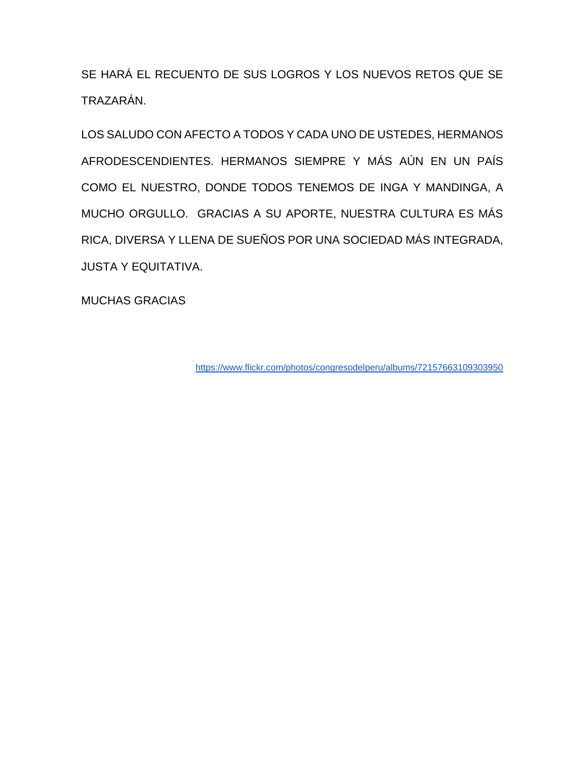SE HARÁ EL RECUENTO DE SUS LOGROS Y LOS NUEVOS RETOS QUE SE TRAZARÁN.

LOS SALUDO CON AFECTO A TODOS Y CADA UNO DE USTEDES, HERMANOS AFRODESCENDIENTES. HERMANOS SIEMPRE Y MÁS AÚN EN UN PAÍS COMO EL NUESTRO, DONDE TODOS TENEMOS DE INGA Y MANDINGA, A MUCHO ORGULLO. GRACIAS A SU APORTE, NUESTRA CULTURA ES MÁS RICA, DIVERSA Y LLENA DE SUEÑOS POR UNA SOCIEDAD MÁS INTEGRADA, JUSTA Y EQUITATIVA.

MUCHAS GRACIAS

https://www.flickr.com/photos/congresodelperu/albums/72157663109303950